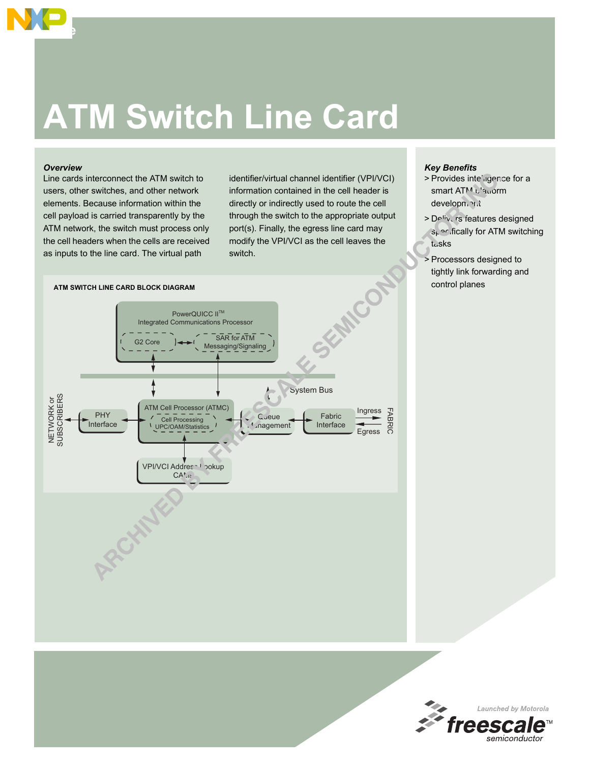# ATM Switch Line Card

### *Overview*

Line cards interconnect the ATM switch to users, other switches, and other network elements. Because information within the cell payload is carried transparently by the ATM network, the switch must process only the cell headers when the cells are received as inputs to the line card. The virtual path identifier/virtual channel identifier (VPI/VCI) information contained in the cell header is directly or indirectly used to route the cell through the switch to the appropriate output port(s). Finally, the egress line card may modify the VPI/VCI as the cell leaves the switch.

**ATM SWITCH LINE CARD BLOCK DIAGRAM**

PowerQUICC II™ Integrated Communications Processor

G2 Core

SAR for ATM Messaging/Signaling

System Bus

NETWORK or SUBSCRIBERS

PHY Interface

ATM Cell Processor (ATMC)

Cell Processing UPC/OAM/Statistics

Queue Management

Fabric Interface

Ingress

Egress

FABRIC

VPI/VCI Address Lookup CAMs

### *Key Benefits*

- > Provides intelligence for a smart ATM platform development
- > Delivers features designed specifically for ATM switching tasks
- > Processors designed to tightly link forwarding and control planes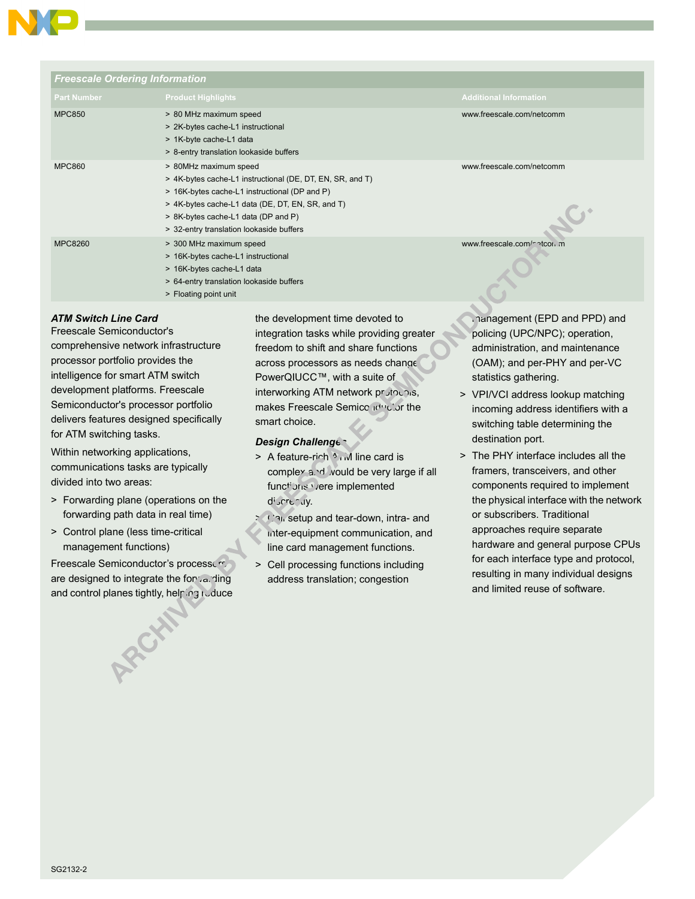## Freescale Ordering Information

| Part Number | Product Highlights | Additional Information |
| --- | --- | --- |
| MPC850 | > 80 MHz maximum speed<br>> 2K-bytes cache-L1 instructional<br>> 1K-byte cache-L1 data<br>> 8-entry translation lookaside buffers | www.freescale.com/netcomm |
| MPC860 | > 80MHz maximum speed<br>> 4K-bytes cache-L1 instructional (DE, DT, EN, SR, and T)<br>> 16K-bytes cache-L1 instructional (DP and P)<br>> 4K-bytes cache-L1 data (DE, DT, EN, SR, and T)<br>> 8K-bytes cache-L1 data (DP and P)<br>> 32-entry translation lookaside buffers | www.freescale.com/netcomm |
| MPC8260 | > 300 MHz maximum speed<br>> 16K-bytes cache-L1 instructional<br>> 16K-bytes cache-L1 data<br>> 64-entry translation lookaside buffers<br>> Floating point unit | www.freescale.com/netcomm |

### *ATM Switch Line Card*

Freescale Semiconductor's comprehensive network infrastructure processor portfolio provides the intelligence for smart ATM switch development platforms. Freescale Semiconductor's processor portfolio delivers features designed specifically for ATM switching tasks.

Within networking applications, communications tasks are typically divided into two areas:

> Forwarding plane (operations on the forwarding path data in real time)

> Control plane (less time-critical management functions)

Freescale Semiconductor's processors are designed to integrate the forwarding and control planes tightly, helping reduce the development time devoted to integration tasks while providing greater freedom to shift and share functions across processors as needs change. PowerQIUCC™, with a suite of interworking ATM network protocols, makes Freescale Semiconductor the smart choice.

### *Design Challenges*

> A feature-rich ATM line card is complex and would be very large if all functions were implemented discretely.

> Call setup and tear-down, intra- and inter-equipment communication, and line card management functions.

> Cell processing functions including address translation; congestion management (EPD and PPD) and policing (UPC/NPC); operation, administration, and maintenance (OAM); and per-PHY and per-VC statistics gathering.

> VPI/VCI address lookup matching incoming address identifiers with a switching table determining the destination port.

> The PHY interface includes all the framers, transceivers, and other components required to implement the physical interface with the network or subscribers. Traditional approaches require separate hardware and general purpose CPUs for each interface type and protocol, resulting in many individual designs and limited reuse of software.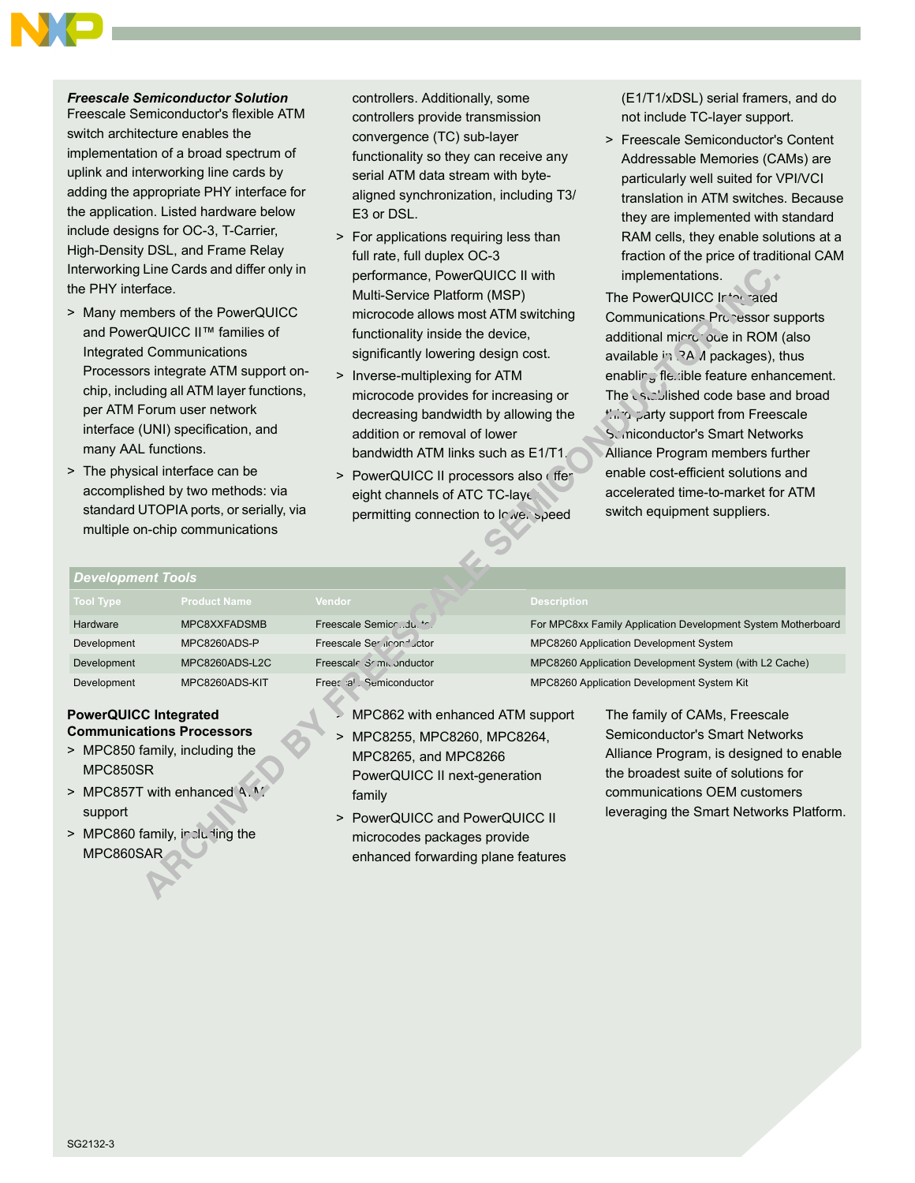***Freescale Semiconductor Solution***

Freescale Semiconductor's flexible ATM switch architecture enables the implementation of a broad spectrum of uplink and interworking line cards by adding the appropriate PHY interface for the application. Listed hardware below include designs for OC-3, T-Carrier, High-Density DSL, and Frame Relay Interworking Line Cards and differ only in the PHY interface.

- Many members of the PowerQUICC and PowerQUICC II™ families of Integrated Communications Processors integrate ATM support on-chip, including all ATM layer functions, per ATM Forum user network interface (UNI) specification, and many AAL functions.
- The physical interface can be accomplished by two methods: via standard UTOPIA ports, or serially, via multiple on-chip communications controllers. Additionally, some controllers provide transmission convergence (TC) sub-layer functionality so they can receive any serial ATM data stream with byte-aligned synchronization, including T3/E3 or DSL.
- For applications requiring less than full rate, full duplex OC-3 performance, PowerQUICC II with Multi-Service Platform (MSP) microcode allows most ATM switching functionality inside the device, significantly lowering design cost.
- Inverse-multiplexing for ATM microcode provides for increasing or decreasing bandwidth by allowing the addition or removal of lower bandwidth ATM links such as E1/T1.
- PowerQUICC II processors also offer eight channels of ATC TC-layer permitting connection to lower speed (E1/T1/xDSL) serial framers, and do not include TC-layer support.
- Freescale Semiconductor's Content Addressable Memories (CAMs) are particularly well suited for VPI/VCI translation in ATM switches. Because they are implemented with standard RAM cells, they enable solutions at a fraction of the price of traditional CAM implementations.

The PowerQUICC Integrated Communications Processor supports additional microcode in ROM (also available in RAM packages), thus enabling flexible feature enhancement. The established code base and broad third-party support from Freescale Semiconductor's Smart Networks Alliance Program members further enable cost-efficient solutions and accelerated time-to-market for ATM switch equipment suppliers.

***Development Tools***

| Tool Type | Product Name | Vendor | Description |
|---|---|---|---|
| Hardware | MPC8XXFADSMB | Freescale Semiconductor | For MPC8xx Family Application Development System Motherboard |
| Development | MPC8260ADS-P | Freescale Semiconductor | MPC8260 Application Development System |
| Development | MPC8260ADS-L2C | Freescale Semiconductor | MPC8260 Application Development System (with L2 Cache) |
| Development | MPC8260ADS-KIT | Freescale Semiconductor | MPC8260 Application Development System Kit |

**PowerQUICC Integrated Communications Processors**

- MPC850 family, including the MPC850SR
- MPC857T with enhanced ATM support
- MPC860 family, including the MPC860SAR
- MPC862 with enhanced ATM support
- MPC8255, MPC8260, MPC8264, MPC8265, and MPC8266 PowerQUICC II next-generation family
- PowerQUICC and PowerQUICC II microcodes packages provide enhanced forwarding plane features

The family of CAMs, Freescale Semiconductor's Smart Networks Alliance Program, is designed to enable the broadest suite of solutions for communications OEM customers leveraging the Smart Networks Platform.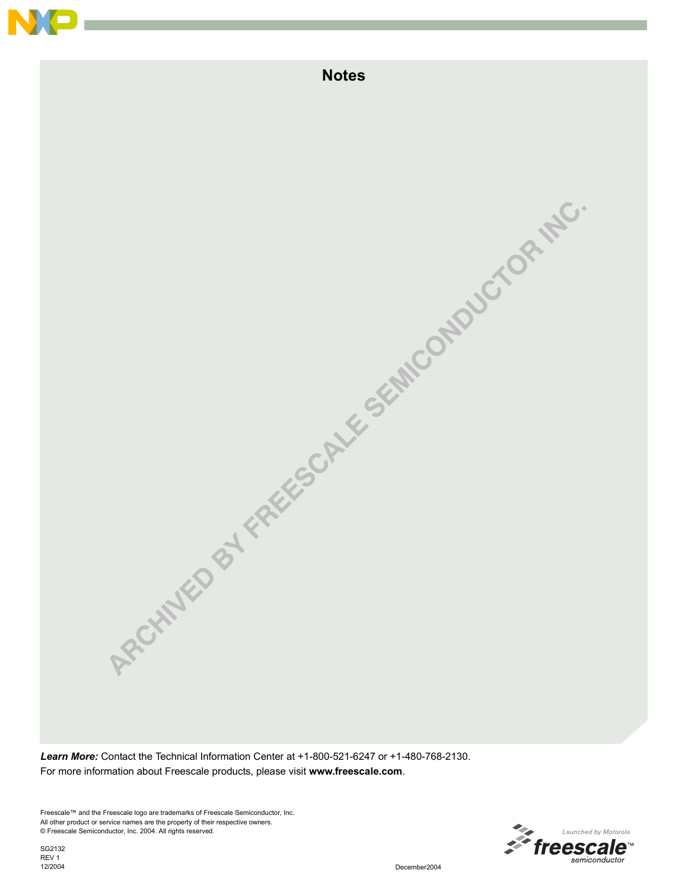## Notes

ARCHIVED BY FREESCALE SEMICONDUCTOR INC.

***Learn More:*** Contact the Technical Information Center at +1-800-521-6247 or +1-480-768-2130.
For more information about Freescale products, please visit **www.freescale.com**.

Freescale™ and the Freescale logo are trademarks of Freescale Semiconductor, Inc.
All other product or service names are the property of their respective owners.
© Freescale Semiconductor, Inc. 2004. All rights reserved.

SG2132
REV 1
12/2004

December2004